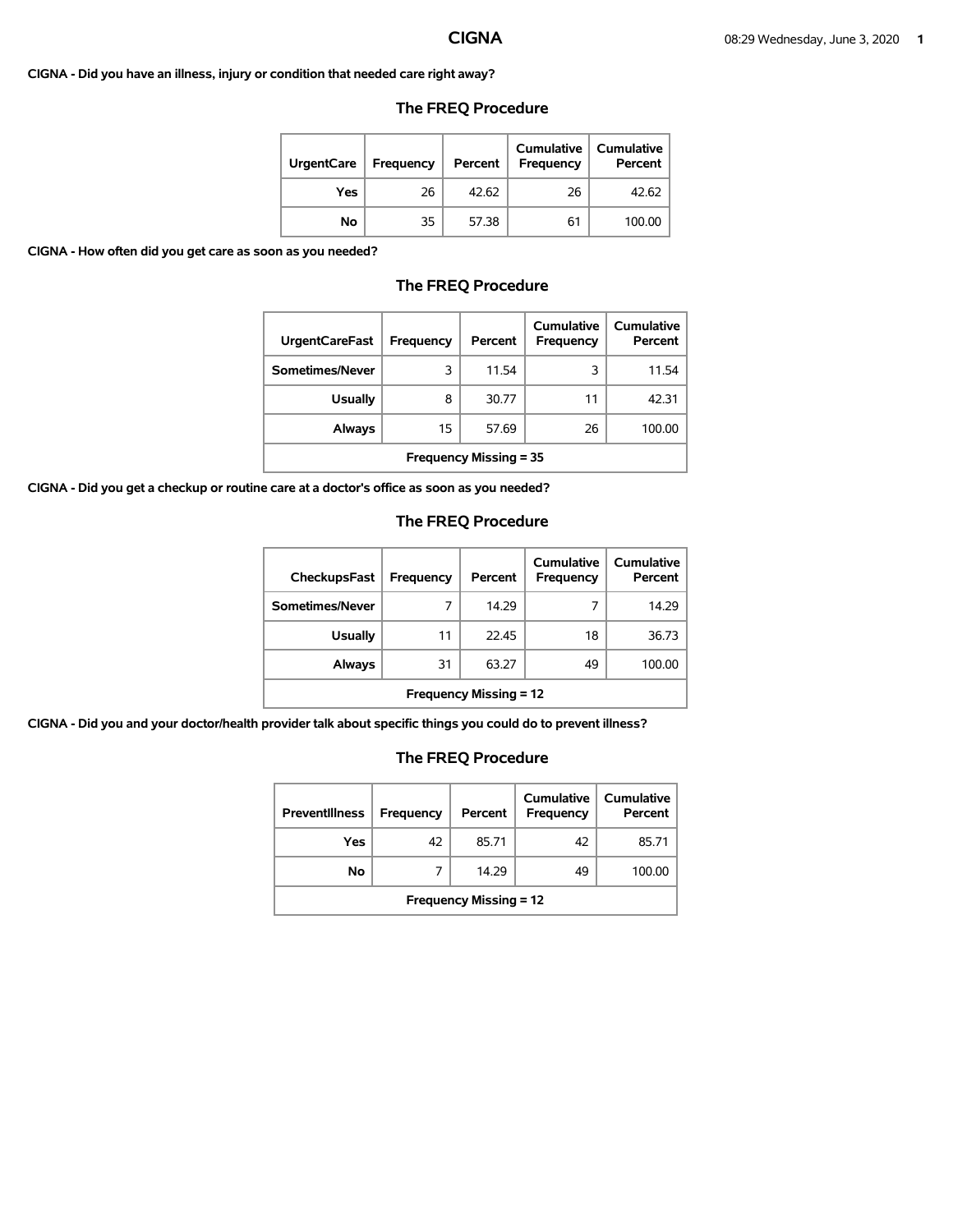# CIGNA

**CIGNA - Did you have an illness, injury or condition that needed care right away?**

## The FREQ Procedure

| UrgentCare | Frequency | Percent | Cumulative Frequency | Cumulative Percent |
|---|---|---|---|---|
| Yes | 26 | 42.62 | 26 | 42.62 |
| No | 35 | 57.38 | 61 | 100.00 |

**CIGNA - How often did you get care as soon as you needed?**

## The FREQ Procedure

| UrgentCareFast | Frequency | Percent | Cumulative Frequency | Cumulative Percent |
|---|---|---|---|---|
| Sometimes/Never | 3 | 11.54 | 3 | 11.54 |
| Usually | 8 | 30.77 | 11 | 42.31 |
| Always | 15 | 57.69 | 26 | 100.00 |
| Frequency Missing = 35 | | | | |

**CIGNA - Did you get a checkup or routine care at a doctor's office as soon as you needed?**

## The FREQ Procedure

| CheckupsFast | Frequency | Percent | Cumulative Frequency | Cumulative Percent |
|---|---|---|---|---|
| Sometimes/Never | 7 | 14.29 | 7 | 14.29 |
| Usually | 11 | 22.45 | 18 | 36.73 |
| Always | 31 | 63.27 | 49 | 100.00 |
| Frequency Missing = 12 | | | | |

**CIGNA - Did you and your doctor/health provider talk about specific things you could do to prevent illness?**

## The FREQ Procedure

| PreventIllness | Frequency | Percent | Cumulative Frequency | Cumulative Percent |
|---|---|---|---|---|
| Yes | 42 | 85.71 | 42 | 85.71 |
| No | 7 | 14.29 | 49 | 100.00 |
| Frequency Missing = 12 | | | | |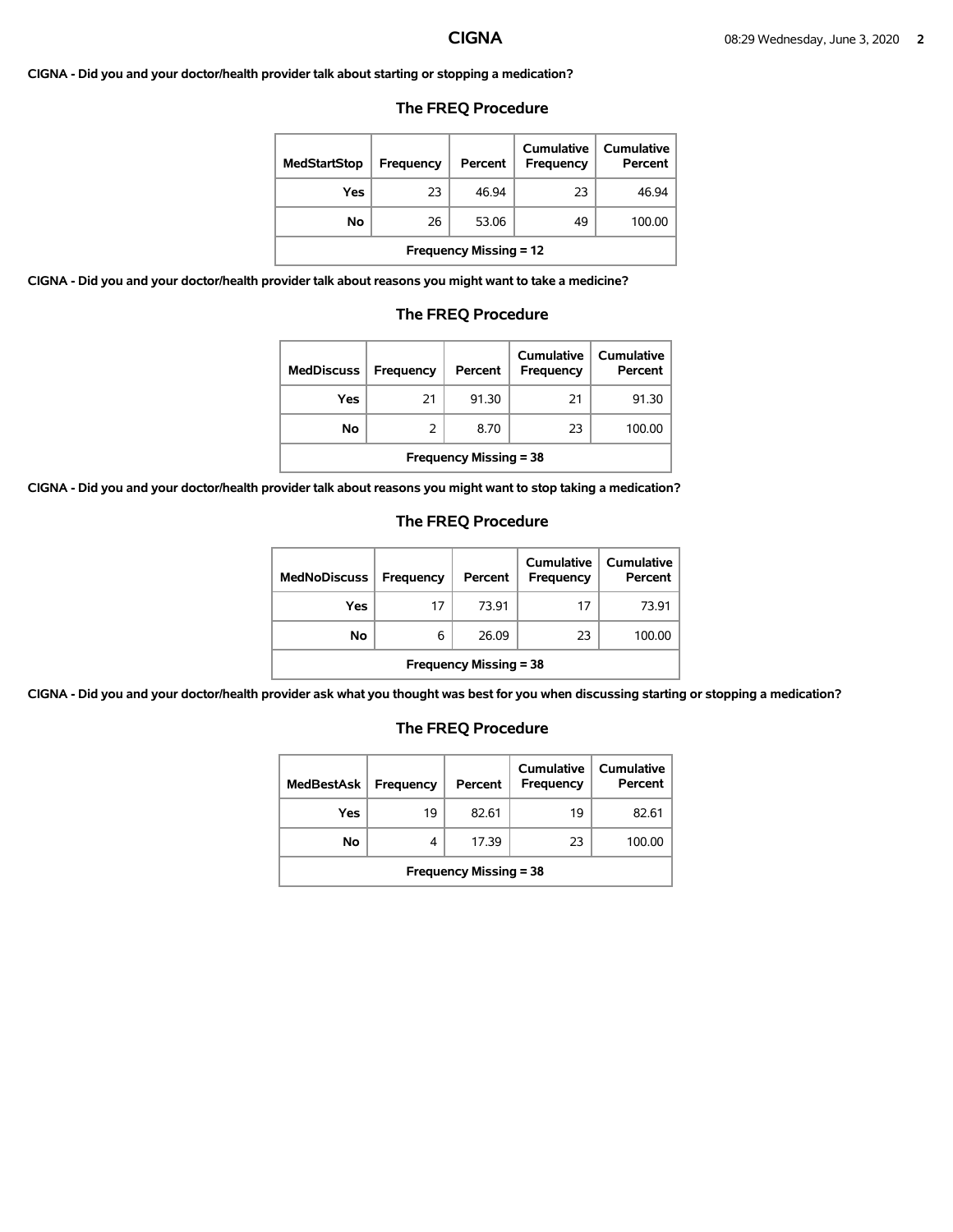**CIGNA - Did you and your doctor/health provider talk about starting or stopping a medication?**

### The FREQ Procedure

| MedStartStop | Frequency | Percent | Cumulative Frequency | Cumulative Percent |
|---|---|---|---|---|
| Yes | 23 | 46.94 | 23 | 46.94 |
| No | 26 | 53.06 | 49 | 100.00 |
| Frequency Missing = 12 | | | | |

**CIGNA - Did you and your doctor/health provider talk about reasons you might want to take a medicine?**

### The FREQ Procedure

| MedDiscuss | Frequency | Percent | Cumulative Frequency | Cumulative Percent |
|---|---|---|---|---|
| Yes | 21 | 91.30 | 21 | 91.30 |
| No | 2 | 8.70 | 23 | 100.00 |
| Frequency Missing = 38 | | | | |

**CIGNA - Did you and your doctor/health provider talk about reasons you might want to stop taking a medication?**

### The FREQ Procedure

| MedNoDiscuss | Frequency | Percent | Cumulative Frequency | Cumulative Percent |
|---|---|---|---|---|
| Yes | 17 | 73.91 | 17 | 73.91 |
| No | 6 | 26.09 | 23 | 100.00 |
| Frequency Missing = 38 | | | | |

**CIGNA - Did you and your doctor/health provider ask what you thought was best for you when discussing starting or stopping a medication?**

### The FREQ Procedure

| MedBestAsk | Frequency | Percent | Cumulative Frequency | Cumulative Percent |
|---|---|---|---|---|
| Yes | 19 | 82.61 | 19 | 82.61 |
| No | 4 | 17.39 | 23 | 100.00 |
| Frequency Missing = 38 | | | | |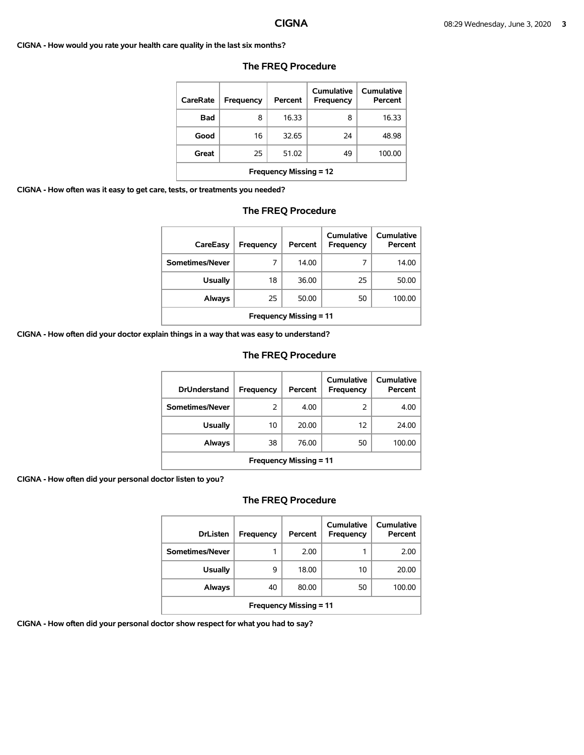**CIGNA - How would you rate your health care quality in the last six months?**

### The FREQ Procedure

| CareRate | Frequency | Percent | Cumulative Frequency | Cumulative Percent |
|---|---|---|---|---|
| Bad | 8 | 16.33 | 8 | 16.33 |
| Good | 16 | 32.65 | 24 | 48.98 |
| Great | 25 | 51.02 | 49 | 100.00 |
| Frequency Missing = 12 | | | | |

**CIGNA - How often was it easy to get care, tests, or treatments you needed?**

### The FREQ Procedure

| CareEasy | Frequency | Percent | Cumulative Frequency | Cumulative Percent |
|---|---|---|---|---|
| Sometimes/Never | 7 | 14.00 | 7 | 14.00 |
| Usually | 18 | 36.00 | 25 | 50.00 |
| Always | 25 | 50.00 | 50 | 100.00 |
| Frequency Missing = 11 | | | | |

**CIGNA - How often did your doctor explain things in a way that was easy to understand?**

### The FREQ Procedure

| DrUnderstand | Frequency | Percent | Cumulative Frequency | Cumulative Percent |
|---|---|---|---|---|
| Sometimes/Never | 2 | 4.00 | 2 | 4.00 |
| Usually | 10 | 20.00 | 12 | 24.00 |
| Always | 38 | 76.00 | 50 | 100.00 |
| Frequency Missing = 11 | | | | |

**CIGNA - How often did your personal doctor listen to you?**

### The FREQ Procedure

| DrListen | Frequency | Percent | Cumulative Frequency | Cumulative Percent |
|---|---|---|---|---|
| Sometimes/Never | 1 | 2.00 | 1 | 2.00 |
| Usually | 9 | 18.00 | 10 | 20.00 |
| Always | 40 | 80.00 | 50 | 100.00 |
| Frequency Missing = 11 | | | | |

**CIGNA - How often did your personal doctor show respect for what you had to say?**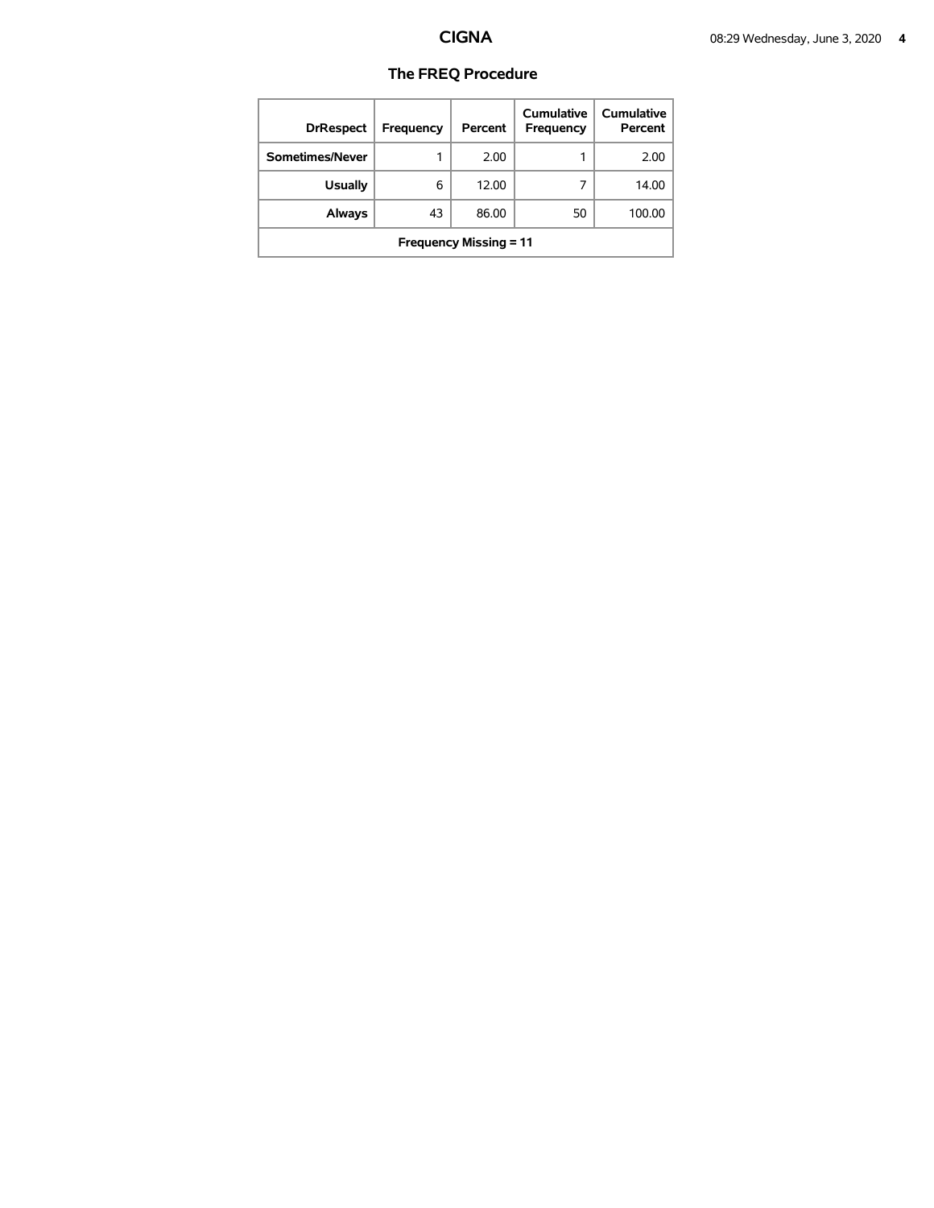# CIGNA

## The FREQ Procedure

| DrRespect | Frequency | Percent | Cumulative Frequency | Cumulative Percent |
|---|---|---|---|---|
| Sometimes/Never | 1 | 2.00 | 1 | 2.00 |
| Usually | 6 | 12.00 | 7 | 14.00 |
| Always | 43 | 86.00 | 50 | 100.00 |
| Frequency Missing = 11 | | | | |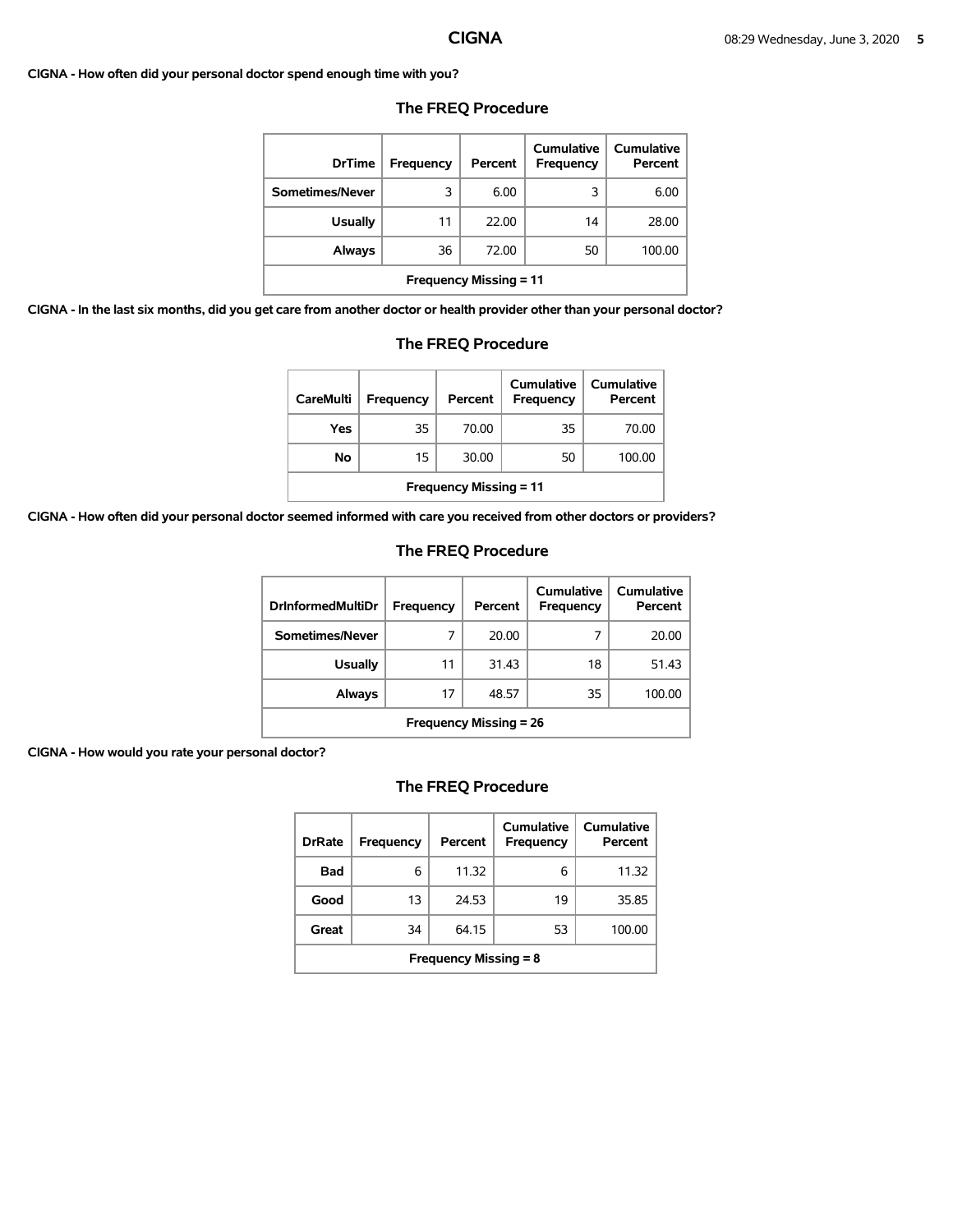**CIGNA - How often did your personal doctor spend enough time with you?**

## The FREQ Procedure

| DrTime | Frequency | Percent | Cumulative Frequency | Cumulative Percent |
|---|---|---|---|---|
| Sometimes/Never | 3 | 6.00 | 3 | 6.00 |
| Usually | 11 | 22.00 | 14 | 28.00 |
| Always | 36 | 72.00 | 50 | 100.00 |
| Frequency Missing = 11 | | | | |

**CIGNA - In the last six months, did you get care from another doctor or health provider other than your personal doctor?**

## The FREQ Procedure

| CareMulti | Frequency | Percent | Cumulative Frequency | Cumulative Percent |
|---|---|---|---|---|
| Yes | 35 | 70.00 | 35 | 70.00 |
| No | 15 | 30.00 | 50 | 100.00 |
| Frequency Missing = 11 | | | | |

**CIGNA - How often did your personal doctor seemed informed with care you received from other doctors or providers?**

## The FREQ Procedure

| DrInformedMultiDr | Frequency | Percent | Cumulative Frequency | Cumulative Percent |
|---|---|---|---|---|
| Sometimes/Never | 7 | 20.00 | 7 | 20.00 |
| Usually | 11 | 31.43 | 18 | 51.43 |
| Always | 17 | 48.57 | 35 | 100.00 |
| Frequency Missing = 26 | | | | |

**CIGNA - How would you rate your personal doctor?**

## The FREQ Procedure

| DrRate | Frequency | Percent | Cumulative Frequency | Cumulative Percent |
|---|---|---|---|---|
| Bad | 6 | 11.32 | 6 | 11.32 |
| Good | 13 | 24.53 | 19 | 35.85 |
| Great | 34 | 64.15 | 53 | 100.00 |
| Frequency Missing = 8 | | | | |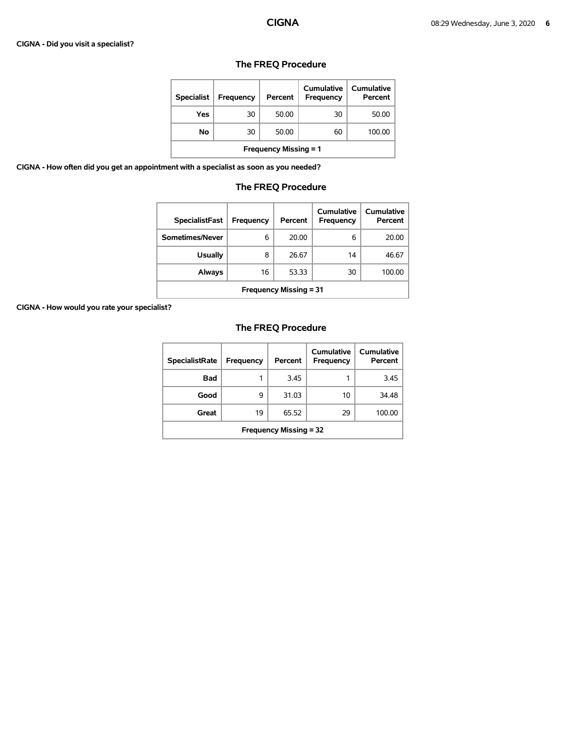**CIGNA - Did you visit a specialist?**

### The FREQ Procedure

| Specialist | Frequency | Percent | Cumulative Frequency | Cumulative Percent |
|---|---|---|---|---|
| Yes | 30 | 50.00 | 30 | 50.00 |
| No | 30 | 50.00 | 60 | 100.00 |
| Frequency Missing = 1 | | | | |

**CIGNA - How often did you get an appointment with a specialist as soon as you needed?**

### The FREQ Procedure

| SpecialistFast | Frequency | Percent | Cumulative Frequency | Cumulative Percent |
|---|---|---|---|---|
| Sometimes/Never | 6 | 20.00 | 6 | 20.00 |
| Usually | 8 | 26.67 | 14 | 46.67 |
| Always | 16 | 53.33 | 30 | 100.00 |
| Frequency Missing = 31 | | | | |

**CIGNA - How would you rate your specialist?**

### The FREQ Procedure

| SpecialistRate | Frequency | Percent | Cumulative Frequency | Cumulative Percent |
|---|---|---|---|---|
| Bad | 1 | 3.45 | 1 | 3.45 |
| Good | 9 | 31.03 | 10 | 34.48 |
| Great | 19 | 65.52 | 29 | 100.00 |
| Frequency Missing = 32 | | | | |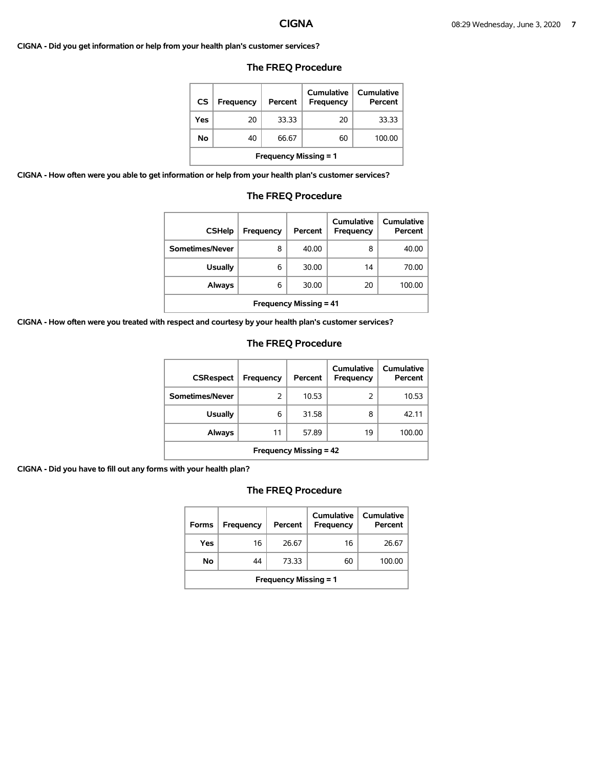**CIGNA - Did you get information or help from your health plan's customer services?**

### The FREQ Procedure

| CS | Frequency | Percent | Cumulative Frequency | Cumulative Percent |
|---|---|---|---|---|
| Yes | 20 | 33.33 | 20 | 33.33 |
| No | 40 | 66.67 | 60 | 100.00 |
| Frequency Missing = 1 | | | | |

**CIGNA - How often were you able to get information or help from your health plan's customer services?**

### The FREQ Procedure

| CSHelp | Frequency | Percent | Cumulative Frequency | Cumulative Percent |
|---|---|---|---|---|
| Sometimes/Never | 8 | 40.00 | 8 | 40.00 |
| Usually | 6 | 30.00 | 14 | 70.00 |
| Always | 6 | 30.00 | 20 | 100.00 |
| Frequency Missing = 41 | | | | |

**CIGNA - How often were you treated with respect and courtesy by your health plan's customer services?**

### The FREQ Procedure

| CSRespect | Frequency | Percent | Cumulative Frequency | Cumulative Percent |
|---|---|---|---|---|
| Sometimes/Never | 2 | 10.53 | 2 | 10.53 |
| Usually | 6 | 31.58 | 8 | 42.11 |
| Always | 11 | 57.89 | 19 | 100.00 |
| Frequency Missing = 42 | | | | |

**CIGNA - Did you have to fill out any forms with your health plan?**

### The FREQ Procedure

| Forms | Frequency | Percent | Cumulative Frequency | Cumulative Percent |
|---|---|---|---|---|
| Yes | 16 | 26.67 | 16 | 26.67 |
| No | 44 | 73.33 | 60 | 100.00 |
| Frequency Missing = 1 | | | | |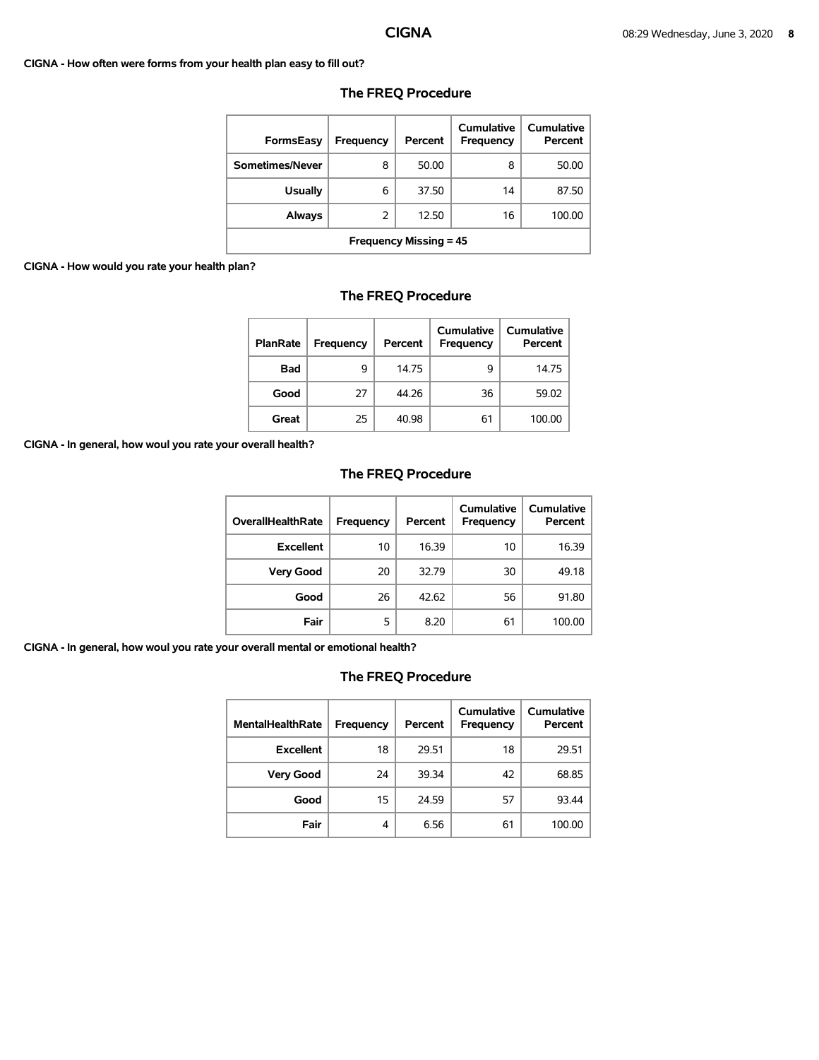**CIGNA - How often were forms from your health plan easy to fill out?**

## The FREQ Procedure

| FormsEasy | Frequency | Percent | Cumulative Frequency | Cumulative Percent |
|---|---|---|---|---|
| Sometimes/Never | 8 | 50.00 | 8 | 50.00 |
| Usually | 6 | 37.50 | 14 | 87.50 |
| Always | 2 | 12.50 | 16 | 100.00 |
| Frequency Missing = 45 | | | | |

**CIGNA - How would you rate your health plan?**

## The FREQ Procedure

| PlanRate | Frequency | Percent | Cumulative Frequency | Cumulative Percent |
|---|---|---|---|---|
| Bad | 9 | 14.75 | 9 | 14.75 |
| Good | 27 | 44.26 | 36 | 59.02 |
| Great | 25 | 40.98 | 61 | 100.00 |

**CIGNA - In general, how woul you rate your overall health?**

## The FREQ Procedure

| OverallHealthRate | Frequency | Percent | Cumulative Frequency | Cumulative Percent |
|---|---|---|---|---|
| Excellent | 10 | 16.39 | 10 | 16.39 |
| Very Good | 20 | 32.79 | 30 | 49.18 |
| Good | 26 | 42.62 | 56 | 91.80 |
| Fair | 5 | 8.20 | 61 | 100.00 |

**CIGNA - In general, how woul you rate your overall mental or emotional health?**

## The FREQ Procedure

| MentalHealthRate | Frequency | Percent | Cumulative Frequency | Cumulative Percent |
|---|---|---|---|---|
| Excellent | 18 | 29.51 | 18 | 29.51 |
| Very Good | 24 | 39.34 | 42 | 68.85 |
| Good | 15 | 24.59 | 57 | 93.44 |
| Fair | 4 | 6.56 | 61 | 100.00 |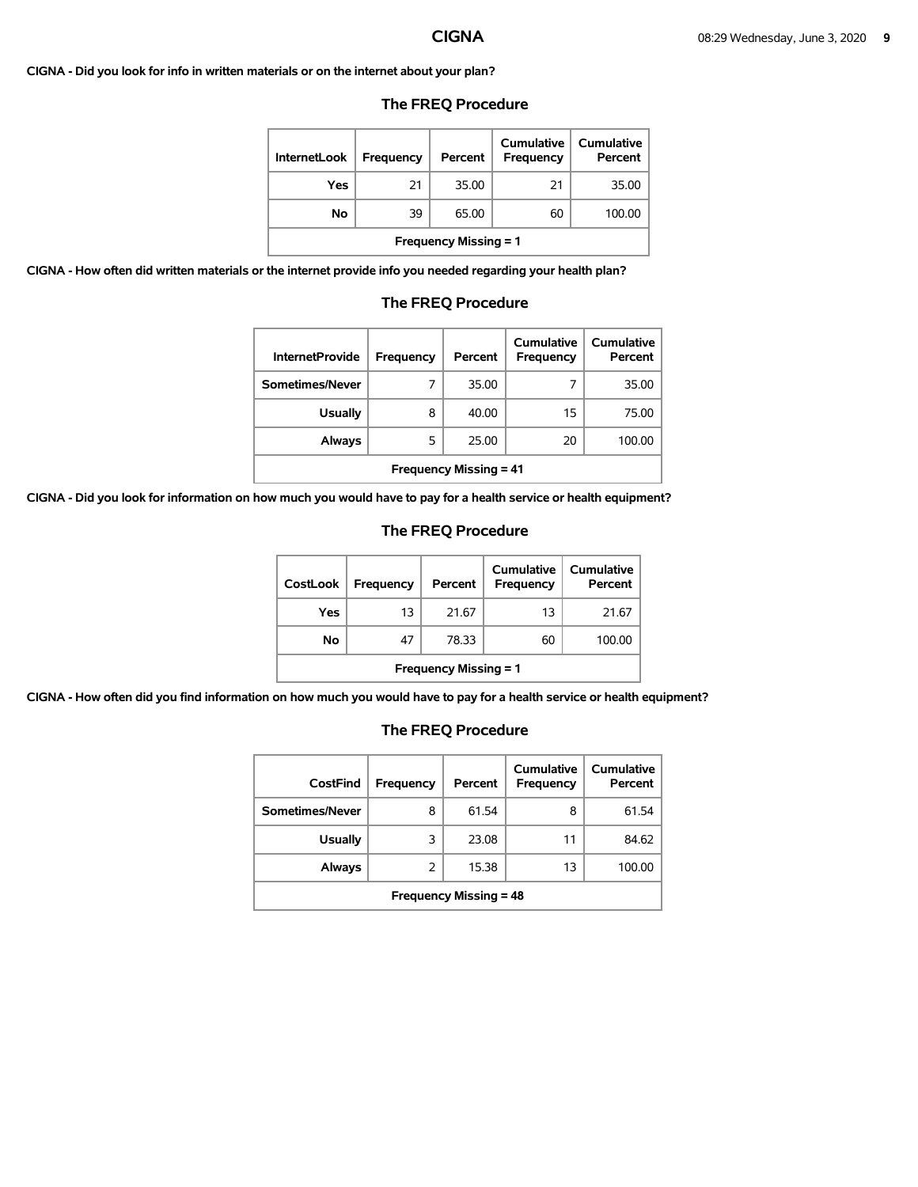**CIGNA - Did you look for info in written materials or on the internet about your plan?**

### The FREQ Procedure

| InternetLook | Frequency | Percent | Cumulative Frequency | Cumulative Percent |
|---|---|---|---|---|
| Yes | 21 | 35.00 | 21 | 35.00 |
| No | 39 | 65.00 | 60 | 100.00 |
| Frequency Missing = 1 | | | | |

**CIGNA - How often did written materials or the internet provide info you needed regarding your health plan?**

### The FREQ Procedure

| InternetProvide | Frequency | Percent | Cumulative Frequency | Cumulative Percent |
|---|---|---|---|---|
| Sometimes/Never | 7 | 35.00 | 7 | 35.00 |
| Usually | 8 | 40.00 | 15 | 75.00 |
| Always | 5 | 25.00 | 20 | 100.00 |
| Frequency Missing = 41 | | | | |

**CIGNA - Did you look for information on how much you would have to pay for a health service or health equipment?**

### The FREQ Procedure

| CostLook | Frequency | Percent | Cumulative Frequency | Cumulative Percent |
|---|---|---|---|---|
| Yes | 13 | 21.67 | 13 | 21.67 |
| No | 47 | 78.33 | 60 | 100.00 |
| Frequency Missing = 1 | | | | |

**CIGNA - How often did you find information on how much you would have to pay for a health service or health equipment?**

### The FREQ Procedure

| CostFind | Frequency | Percent | Cumulative Frequency | Cumulative Percent |
|---|---|---|---|---|
| Sometimes/Never | 8 | 61.54 | 8 | 61.54 |
| Usually | 3 | 23.08 | 11 | 84.62 |
| Always | 2 | 15.38 | 13 | 100.00 |
| Frequency Missing = 48 | | | | |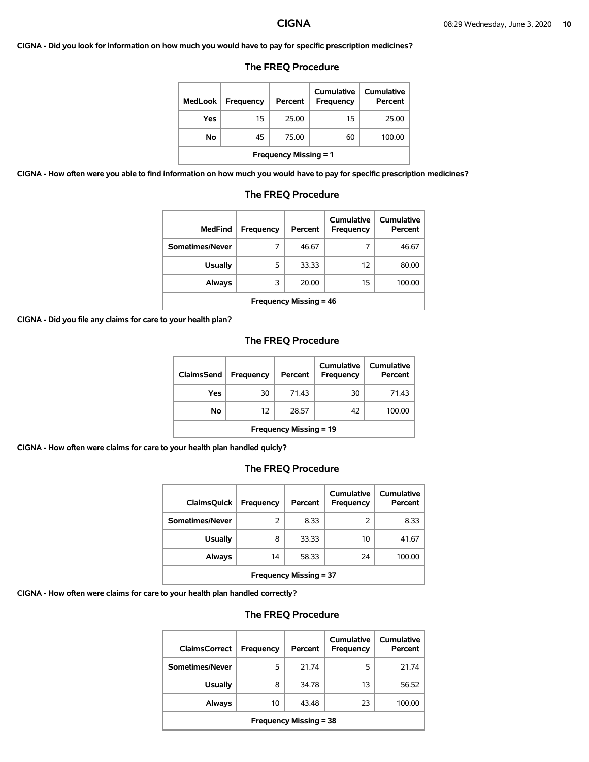**CIGNA - Did you look for information on how much you would have to pay for specific prescription medicines?**

### The FREQ Procedure

| MedLook | Frequency | Percent | Cumulative Frequency | Cumulative Percent |
|---|---|---|---|---|
| Yes | 15 | 25.00 | 15 | 25.00 |
| No | 45 | 75.00 | 60 | 100.00 |
| Frequency Missing = 1 | | | | |

**CIGNA - How often were you able to find information on how much you would have to pay for specific prescription medicines?**

### The FREQ Procedure

| MedFind | Frequency | Percent | Cumulative Frequency | Cumulative Percent |
|---|---|---|---|---|
| Sometimes/Never | 7 | 46.67 | 7 | 46.67 |
| Usually | 5 | 33.33 | 12 | 80.00 |
| Always | 3 | 20.00 | 15 | 100.00 |
| Frequency Missing = 46 | | | | |

**CIGNA - Did you file any claims for care to your health plan?**

### The FREQ Procedure

| ClaimsSend | Frequency | Percent | Cumulative Frequency | Cumulative Percent |
|---|---|---|---|---|
| Yes | 30 | 71.43 | 30 | 71.43 |
| No | 12 | 28.57 | 42 | 100.00 |
| Frequency Missing = 19 | | | | |

**CIGNA - How often were claims for care to your health plan handled quicly?**

### The FREQ Procedure

| ClaimsQuick | Frequency | Percent | Cumulative Frequency | Cumulative Percent |
|---|---|---|---|---|
| Sometimes/Never | 2 | 8.33 | 2 | 8.33 |
| Usually | 8 | 33.33 | 10 | 41.67 |
| Always | 14 | 58.33 | 24 | 100.00 |
| Frequency Missing = 37 | | | | |

**CIGNA - How often were claims for care to your health plan handled correctly?**

### The FREQ Procedure

| ClaimsCorrect | Frequency | Percent | Cumulative Frequency | Cumulative Percent |
|---|---|---|---|---|
| Sometimes/Never | 5 | 21.74 | 5 | 21.74 |
| Usually | 8 | 34.78 | 13 | 56.52 |
| Always | 10 | 43.48 | 23 | 100.00 |
| Frequency Missing = 38 | | | | |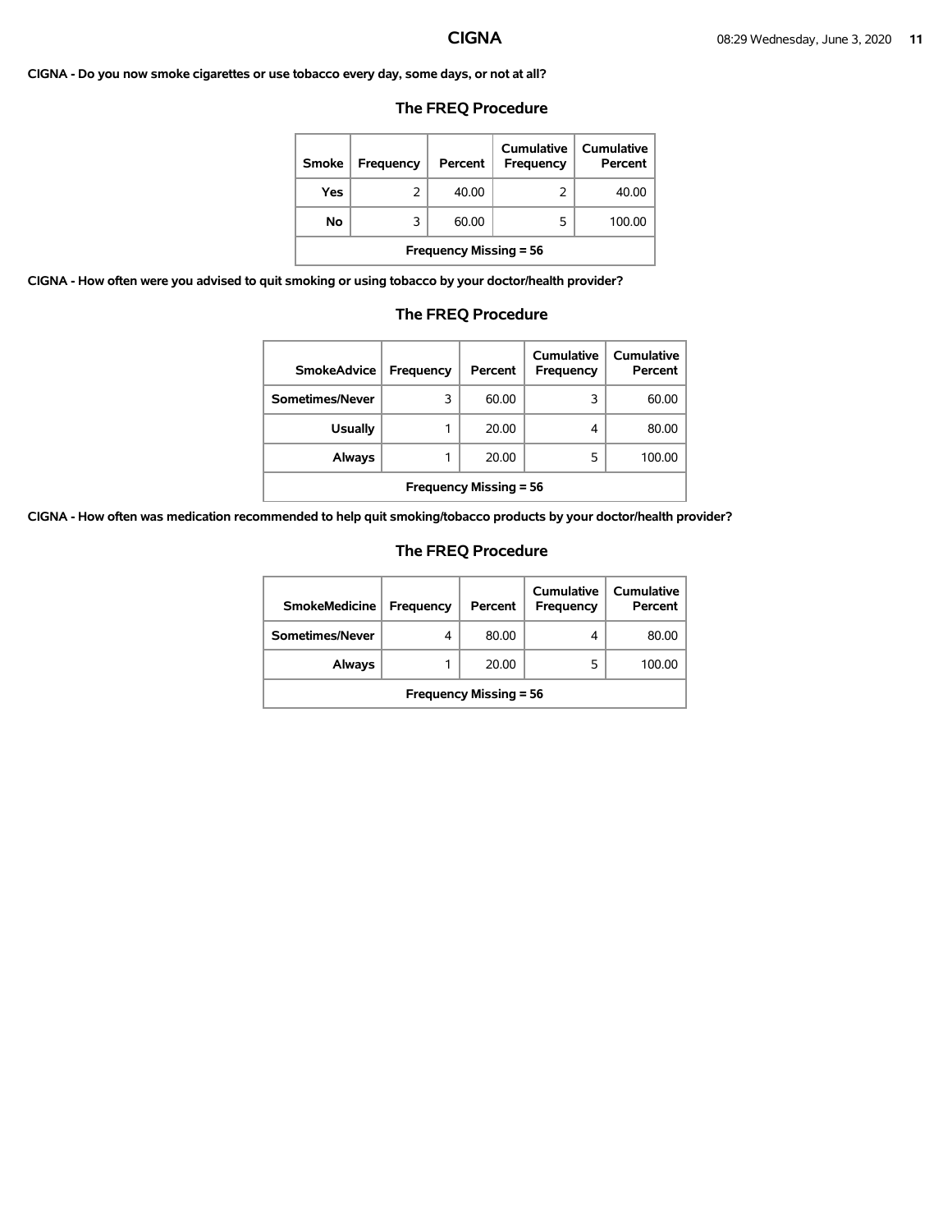**CIGNA - Do you now smoke cigarettes or use tobacco every day, some days, or not at all?**

### The FREQ Procedure

| Smoke | Frequency | Percent | Cumulative Frequency | Cumulative Percent |
|---|---|---|---|---|
| Yes | 2 | 40.00 | 2 | 40.00 |
| No | 3 | 60.00 | 5 | 100.00 |
| Frequency Missing = 56 | | | | |

**CIGNA - How often were you advised to quit smoking or using tobacco by your doctor/health provider?**

### The FREQ Procedure

| SmokeAdvice | Frequency | Percent | Cumulative Frequency | Cumulative Percent |
|---|---|---|---|---|
| Sometimes/Never | 3 | 60.00 | 3 | 60.00 |
| Usually | 1 | 20.00 | 4 | 80.00 |
| Always | 1 | 20.00 | 5 | 100.00 |
| Frequency Missing = 56 | | | | |

**CIGNA - How often was medication recommended to help quit smoking/tobacco products by your doctor/health provider?**

### The FREQ Procedure

| SmokeMedicine | Frequency | Percent | Cumulative Frequency | Cumulative Percent |
|---|---|---|---|---|
| Sometimes/Never | 4 | 80.00 | 4 | 80.00 |
| Always | 1 | 20.00 | 5 | 100.00 |
| Frequency Missing = 56 | | | | |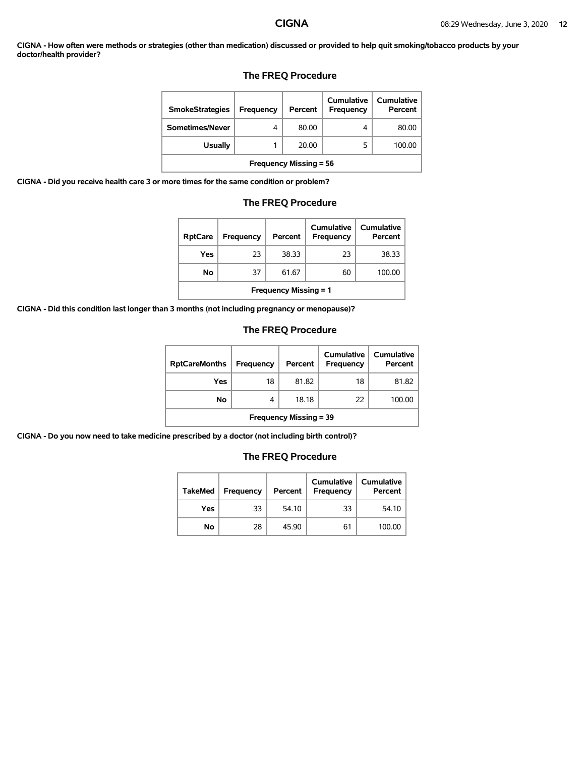**CIGNA - How often were methods or strategies (other than medication) discussed or provided to help quit smoking/tobacco products by your doctor/health provider?**

## The FREQ Procedure

| SmokeStrategies | Frequency | Percent | Cumulative Frequency | Cumulative Percent |
|---|---|---|---|---|
| Sometimes/Never | 4 | 80.00 | 4 | 80.00 |
| Usually | 1 | 20.00 | 5 | 100.00 |
| Frequency Missing = 56 | | | | |

**CIGNA - Did you receive health care 3 or more times for the same condition or problem?**

## The FREQ Procedure

| RptCare | Frequency | Percent | Cumulative Frequency | Cumulative Percent |
|---|---|---|---|---|
| Yes | 23 | 38.33 | 23 | 38.33 |
| No | 37 | 61.67 | 60 | 100.00 |
| Frequency Missing = 1 | | | | |

**CIGNA - Did this condition last longer than 3 months (not including pregnancy or menopause)?**

## The FREQ Procedure

| RptCareMonths | Frequency | Percent | Cumulative Frequency | Cumulative Percent |
|---|---|---|---|---|
| Yes | 18 | 81.82 | 18 | 81.82 |
| No | 4 | 18.18 | 22 | 100.00 |
| Frequency Missing = 39 | | | | |

**CIGNA - Do you now need to take medicine prescribed by a doctor (not including birth control)?**

## The FREQ Procedure

| TakeMed | Frequency | Percent | Cumulative Frequency | Cumulative Percent |
|---|---|---|---|---|
| Yes | 33 | 54.10 | 33 | 54.10 |
| No | 28 | 45.90 | 61 | 100.00 |